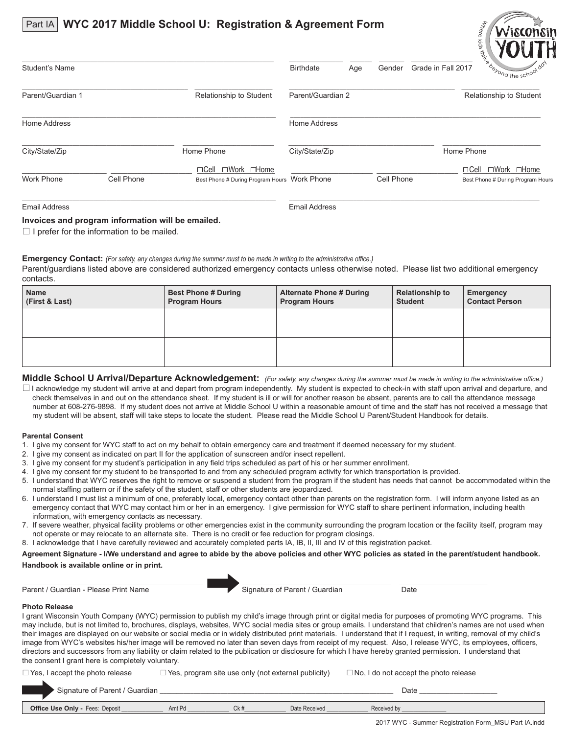Part IA **WYC 2017 Middle School U: Registration & Agreement Form**

Wisconsin YOUTH — Where kids thrive beyond the school day

Student's Name ____________ Birthdate ______ Age ______ Gender ______ Grade in Fall 2017 ______

Parent/Guardian 1 ____________ Relationship to Student ______ | Parent/Guardian 2 ____________ Relationship to Student ______

Home Address ____________ | Home Address ____________

City/State/Zip ____________ Home Phone ______ | City/State/Zip ____________ Home Phone ______

Work Phone ______ Cell Phone ______ ☐Cell ☐Work ☐Home Best Phone # During Program Hours | Work Phone ______ Cell Phone ______ ☐Cell ☐Work ☐Home Best Phone # During Program Hours

Email Address ____________ | Email Address ____________

**Invoices and program information will be emailed.**

☐ I prefer for the information to be mailed.

**Emergency Contact:** *(For safety, any changes during the summer must to be made in writing to the administrative office.)*

Parent/guardians listed above are considered authorized emergency contacts unless otherwise noted. Please list two additional emergency contacts.

| Name (First & Last) | Best Phone # During Program Hours | Alternate Phone # During Program Hours | Relationship to Student | Emergency Contact Person |
|---|---|---|---|---|
| | | | | |
| | | | | |

**Middle School U Arrival/Departure Acknowledgement:** *(For safety, any changes during the summer must be made in writing to the administrative office.)*

☐ I acknowledge my student will arrive at and depart from program independently. My student is expected to check-in with staff upon arrival and departure, and check themselves in and out on the attendance sheet. If my student is ill or will for another reason be absent, parents are to call the attendance message number at 608-276-9898. If my student does not arrive at Middle School U within a reasonable amount of time and the staff has not received a message that my student will be absent, staff will take steps to locate the student. Please read the Middle School U Parent/Student Handbook for details.

**Parental Consent**

1. I give my consent for WYC staff to act on my behalf to obtain emergency care and treatment if deemed necessary for my student.
2. I give my consent as indicated on part II for the application of sunscreen and/or insect repellent.
3. I give my consent for my student's participation in any field trips scheduled as part of his or her summer enrollment.
4. I give my consent for my student to be transported to and from any scheduled program activity for which transportation is provided.
5. I understand that WYC reserves the right to remove or suspend a student from the program if the student has needs that cannot be accommodated within the normal staffing pattern or if the safety of the student, staff or other students are jeopardized.
6. I understand I must list a minimum of one, preferably local, emergency contact other than parents on the registration form. I will inform anyone listed as an emergency contact that WYC may contact him or her in an emergency. I give permission for WYC staff to share pertinent information, including health information, with emergency contacts as necessary.
7. If severe weather, physical facility problems or other emergencies exist in the community surrounding the program location or the facility itself, program may not operate or may relocate to an alternate site. There is no credit or fee reduction for program closings.
8. I acknowledge that I have carefully reviewed and accurately completed parts IA, IB, II, III and IV of this registration packet.

**Agreement Signature - I/We understand and agree to abide by the above policies and other WYC policies as stated in the parent/student handbook. Handbook is available online or in print.**

Parent / Guardian - Please Print Name ____________ ➡ Signature of Parent / Guardian ____________ Date ______

**Photo Release**

I grant Wisconsin Youth Company (WYC) permission to publish my child's image through print or digital media for purposes of promoting WYC programs. This may include, but is not limited to, brochures, displays, websites, WYC social media sites or group emails. I understand that children's names are not used when their images are displayed on our website or social media or in widely distributed print materials. I understand that if I request, in writing, removal of my child's image from WYC's websites his/her image will be removed no later than seven days from receipt of my request. Also, I release WYC, its employees, officers, directors and successors from any liability or claim related to the publication or disclosure for which I have hereby granted permission. I understand that the consent I grant here is completely voluntary.

☐ Yes, I accept the photo release ☐ Yes, program site use only (not external publicity) ☐ No, I do not accept the photo release

➡ Signature of Parent / Guardian ____________ Date ______

**Office Use Only -** Fees: Deposit ______ Amt Pd ______ Ck # ______ Date Received ______ Received by ______

2017 WYC - Summer Registration Form_MSU Part IA.indd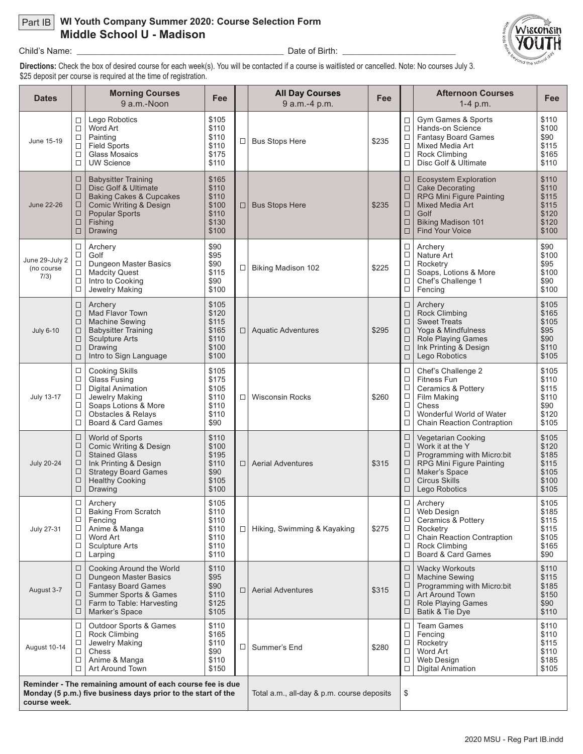Part IB **WI Youth Company Summer 2020: Course Selection Form**
**Middle School U - Madison**

Child's Name: ___________________________ Date of Birth: _______________

**Directions:** Check the box of desired course for each week(s). You will be contacted if a course is waitlisted or cancelled. Note: No courses July 3. $25 deposit per course is required at the time of registration.

| Dates | | Morning Courses 9 a.m.-Noon | Fee | | All Day Courses 9 a.m.-4 p.m. | Fee | | Afternoon Courses 1-4 p.m. | Fee |
|---|---|---|---|---|---|---|---|---|---|
| June 15-19 | ☐<br>☐<br>☐<br>☐<br>☐<br>☐ | Lego Robotics<br>Word Art<br>Painting<br>Field Sports<br>Glass Mosaics<br>UW Science | $105<br>$110<br>$110<br>$110<br>$175<br>$110 | ☐ | Bus Stops Here | $235 | ☐<br>☐<br>☐<br>☐<br>☐<br>☐ | Gym Games & Sports<br>Hands-on Science<br>Fantasy Board Games<br>Mixed Media Art<br>Rock Climbing<br>Disc Golf & Ultimate | $110<br>$100<br>$90<br>$115<br>$165<br>$110 |
| June 22-26 | ☐<br>☐<br>☐<br>☐<br>☐<br>☐<br>☐ | Babysitter Training<br>Disc Golf & Ultimate<br>Baking Cakes & Cupcakes<br>Comic Writing & Design<br>Popular Sports<br>Fishing<br>Drawing | $165<br>$110<br>$110<br>$100<br>$110<br>$130<br>$100 | ☐ | Bus Stops Here | $235 | ☐<br>☐<br>☐<br>☐<br>☐<br>☐<br>☐ | Ecosystem Exploration<br>Cake Decorating<br>RPG Mini Figure Painting<br>Mixed Media Art<br>Golf<br>Biking Madison 101<br>Find Your Voice | $110<br>$110<br>$115<br>$115<br>$120<br>$120<br>$100 |
| June 29-July 2 (no course 7/3) | ☐<br>☐<br>☐<br>☐<br>☐<br>☐ | Archery<br>Golf<br>Dungeon Master Basics<br>Madcity Quest<br>Intro to Cooking<br>Jewelry Making | $90<br>$95<br>$90<br>$115<br>$90<br>$100 | ☐ | Biking Madison 102 | $225 | ☐<br>☐<br>☐<br>☐<br>☐<br>☐ | Archery<br>Nature Art<br>Rocketry<br>Soaps, Lotions & More<br>Chef's Challenge 1<br>Fencing | $90<br>$100<br>$95<br>$100<br>$90<br>$100 |
| July 6-10 | ☐<br>☐<br>☐<br>☐<br>☐<br>☐<br>☐ | Archery<br>Mad Flavor Town<br>Machine Sewing<br>Babysitter Training<br>Sculpture Arts<br>Drawing<br>Intro to Sign Language | $105<br>$120<br>$115<br>$165<br>$110<br>$100<br>$100 | ☐ | Aquatic Adventures | $295 | ☐<br>☐<br>☐<br>☐<br>☐<br>☐<br>☐ | Archery<br>Rock Climbing<br>Sweet Treats<br>Yoga & Mindfulness<br>Role Playing Games<br>Ink Printing & Design<br>Lego Robotics | $105<br>$165<br>$105<br>$95<br>$90<br>$110<br>$105 |
| July 13-17 | ☐<br>☐<br>☐<br>☐<br>☐<br>☐<br>☐ | Cooking Skills<br>Glass Fusing<br>Digital Animation<br>Jewelry Making<br>Soaps Lotions & More<br>Obstacles & Relays<br>Board & Card Games | $105<br>$175<br>$105<br>$110<br>$110<br>$110<br>$90 | ☐ | Wisconsin Rocks | $260 | ☐<br>☐<br>☐<br>☐<br>☐<br>☐<br>☐ | Chef's Challenge 2<br>Fitness Fun<br>Ceramics & Pottery<br>Film Making<br>Chess<br>Wonderful World of Water<br>Chain Reaction Contraption | $105<br>$110<br>$115<br>$110<br>$90<br>$120<br>$105 |
| July 20-24 | ☐<br>☐<br>☐<br>☐<br>☐<br>☐<br>☐ | World of Sports<br>Comic Writing & Design<br>Stained Glass<br>Ink Printing & Design<br>Strategy Board Games<br>Healthy Cooking<br>Drawing | $110<br>$100<br>$195<br>$110<br>$90<br>$105<br>$100 | ☐ | Aerial Adventures | $315 | ☐<br>☐<br>☐<br>☐<br>☐<br>☐<br>☐ | Vegetarian Cooking<br>Work it at the Y<br>Programming with Micro:bit<br>RPG Mini Figure Painting<br>Maker's Space<br>Circus Skills<br>Lego Robotics | $105<br>$120<br>$185<br>$115<br>$105<br>$100<br>$105 |
| July 27-31 | ☐<br>☐<br>☐<br>☐<br>☐<br>☐<br>☐ | Archery<br>Baking From Scratch<br>Fencing<br>Anime & Manga<br>Word Art<br>Sculpture Arts<br>Larping | $105<br>$110<br>$110<br>$110<br>$110<br>$110<br>$110 | ☐ | Hiking, Swimming & Kayaking | $275 | ☐<br>☐<br>☐<br>☐<br>☐<br>☐<br>☐ | Archery<br>Web Design<br>Ceramics & Pottery<br>Rocketry<br>Chain Reaction Contraption<br>Rock Climbing<br>Board & Card Games | $105<br>$185<br>$115<br>$115<br>$105<br>$165<br>$90 |
| August 3-7 | ☐<br>☐<br>☐<br>☐<br>☐<br>☐ | Cooking Around the World<br>Dungeon Master Basics<br>Fantasy Board Games<br>Summer Sports & Games<br>Farm to Table: Harvesting<br>Marker's Space | $110<br>$95<br>$90<br>$110<br>$125<br>$105 | ☐ | Aerial Adventures | $315 | ☐<br>☐<br>☐<br>☐<br>☐<br>☐ | Wacky Workouts<br>Machine Sewing<br>Programming with Micro:bit<br>Art Around Town<br>Role Playing Games<br>Batik & Tie Dye | $110<br>$115<br>$185<br>$150<br>$90<br>$110 |
| August 10-14 | ☐<br>☐<br>☐<br>☐<br>☐<br>☐ | Outdoor Sports & Games<br>Rock Climbing<br>Jewelry Making<br>Chess<br>Anime & Manga<br>Art Around Town | $110<br>$165<br>$110<br>$90<br>$110<br>$150 | ☐ | Summer's End | $280 | ☐<br>☐<br>☐<br>☐<br>☐<br>☐ | Team Games<br>Fencing<br>Rocketry<br>Word Art<br>Web Design<br>Digital Animation | $110<br>$110<br>$115<br>$110<br>$185<br>$105 |
| **Reminder - The remaining amount of each course fee is due Monday (5 p.m.) five business days prior to the start of the course week.** | | | | | Total a.m., all-day & p.m. course deposits | | $ | | |

2020 MSU - Reg Part IB.indd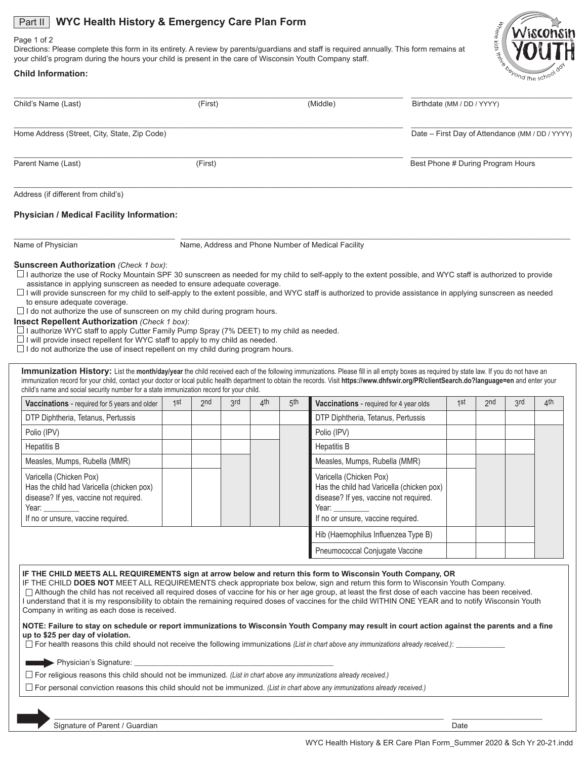Part II **WYC Health History & Emergency Care Plan Form**

Page 1 of 2

Directions: Please complete this form in its entirety. A review by parents/guardians and staff is required annually. This form remains at your child's program during the hours your child is present in the care of Wisconsin Youth Company staff.

**Child Information:**

Child's Name (Last) _______ (First) _______ (Middle) _______ Birthdate (MM / DD / YYYY) _______

Home Address (Street, City, State, Zip Code) _______ Date – First Day of Attendance (MM / DD / YYYY) _______

Parent Name (Last) _______ (First) _______ Best Phone # During Program Hours _______

Address (if different from child's) _______

**Physician / Medical Facility Information:**

Name of Physician _______ Name, Address and Phone Number of Medical Facility _______

**Sunscreen Authorization** *(Check 1 box)*:

- ☐ I authorize the use of Rocky Mountain SPF 30 sunscreen as needed for my child to self-apply to the extent possible, and WYC staff is authorized to provide assistance in applying sunscreen as needed to ensure adequate coverage.
- ☐ I will provide sunscreen for my child to self-apply to the extent possible, and WYC staff is authorized to provide assistance in applying sunscreen as needed to ensure adequate coverage.
- ☐ I do not authorize the use of sunscreen on my child during program hours.

**Insect Repellent Authorization** *(Check 1 box)*:

- ☐ I authorize WYC staff to apply Cutter Family Pump Spray (7% DEET) to my child as needed.
- ☐ I will provide insect repellent for WYC staff to apply to my child as needed.
- ☐ I do not authorize the use of insect repellent on my child during program hours.

**Immunization History:** List the **month/day/year** the child received each of the following immunizations. Please fill in all empty boxes as required by state law. If you do not have an immunization record for your child, contact your doctor or local public health department to obtain the records. Visit **https://www.dhfswir.org/PR/clientSearch.do?language=en** and enter your child's name and social security number for a state immunization record for your child.

| **Vaccinations** - required for 5 years and older | 1st | 2nd | 3rd | 4th | 5th |
|---|---|---|---|---|---|
| DTP Diphtheria, Tetanus, Pertussis | | | | | |
| Polio (IPV) | | | | | |
| Hepatitis B | | | | | |
| Measles, Mumps, Rubella (MMR) | | | | | |
| Varicella (Chicken Pox) Has the child had Varicella (chicken pox) disease? If yes, vaccine not required. Year: ________ If no or unsure, vaccine required. | | | | | |

| **Vaccinations** - required for 4 year olds | 1st | 2nd | 3rd | 4th |
|---|---|---|---|---|
| DTP Diphtheria, Tetanus, Pertussis | | | | |
| Polio (IPV) | | | | |
| Hepatitis B | | | | |
| Measles, Mumps, Rubella (MMR) | | | | |
| Varicella (Chicken Pox) Has the child had Varicella (chicken pox) disease? If yes, vaccine not required. Year: ________ If no or unsure, vaccine required. | | | | |
| Hib (Haemophilus Influenzea Type B) | | | | |
| Pneumococcal Conjugate Vaccine | | | | |

**IF THE CHILD MEETS ALL REQUIREMENTS sign at arrow below and return this form to Wisconsin Youth Company, OR**

IF THE CHILD **DOES NOT** MEET ALL REQUIREMENTS check appropriate box below, sign and return this form to Wisconsin Youth Company.

☐ Although the child has not received all required doses of vaccine for his or her age group, at least the first dose of each vaccine has been received. I understand that it is my responsibility to obtain the remaining required doses of vaccines for the child WITHIN ONE YEAR and to notify Wisconsin Youth Company in writing as each dose is received.

**NOTE: Failure to stay on schedule or report immunizations to Wisconsin Youth Company may result in court action against the parents and a fine up to $25 per day of violation.**

☐ For health reasons this child should not receive the following immunizations *(List in chart above any immunizations already received.)*: ____________

Physician's Signature: ____________________

☐ For religious reasons this child should not be immunized. *(List in chart above any immunizations already received.)*

☐ For personal conviction reasons this child should not be immunized. *(List in chart above any immunizations already received.)*

Signature of Parent / Guardian ____________________ Date __________

WYC Health History & ER Care Plan Form_Summer 2020 & Sch Yr 20-21.indd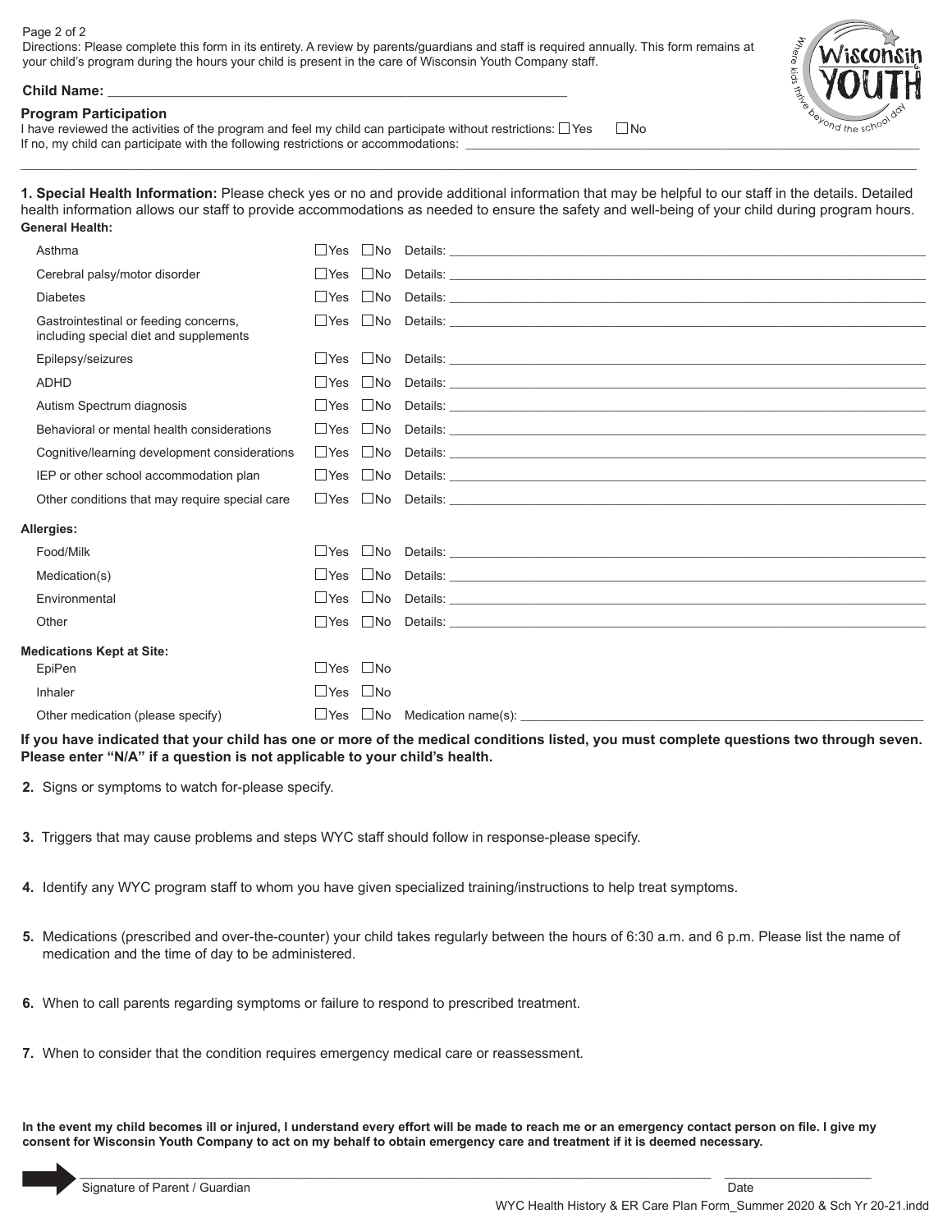Directions: Please complete this form in its entirety. A review by parents/guardians and staff is required annually. This form remains at your child's program during the hours your child is present in the care of Wisconsin Youth Company staff.

**Child Name:** ____________________________________________________________

**Program Participation**

I have reviewed the activities of the program and feel my child can participate without restrictions: ☐ Yes ☐ No

If no, my child can participate with the following restrictions or accommodations: ____________________________________________________________

____________________________________________________________________________________________

**1. Special Health Information:** Please check yes or no and provide additional information that may be helpful to our staff in the details. Detailed health information allows our staff to provide accommodations as needed to ensure the safety and well-being of your child during program hours.

**General Health:**

| Condition | Yes | No | Details |
|---|---|---|---|
| Asthma | ☐ Yes | ☐ No | Details: ______________________ |
| Cerebral palsy/motor disorder | ☐ Yes | ☐ No | Details: ______________________ |
| Diabetes | ☐ Yes | ☐ No | Details: ______________________ |
| Gastrointestinal or feeding concerns, including special diet and supplements | ☐ Yes | ☐ No | Details: ______________________ |
| Epilepsy/seizures | ☐ Yes | ☐ No | Details: ______________________ |
| ADHD | ☐ Yes | ☐ No | Details: ______________________ |
| Autism Spectrum diagnosis | ☐ Yes | ☐ No | Details: ______________________ |
| Behavioral or mental health considerations | ☐ Yes | ☐ No | Details: ______________________ |
| Cognitive/learning development considerations | ☐ Yes | ☐ No | Details: ______________________ |
| IEP or other school accommodation plan | ☐ Yes | ☐ No | Details: ______________________ |
| Other conditions that may require special care | ☐ Yes | ☐ No | Details: ______________________ |

**Allergies:**

| Allergy | Yes | No | Details |
|---|---|---|---|
| Food/Milk | ☐ Yes | ☐ No | Details: ______________________ |
| Medication(s) | ☐ Yes | ☐ No | Details: ______________________ |
| Environmental | ☐ Yes | ☐ No | Details: ______________________ |
| Other | ☐ Yes | ☐ No | Details: ______________________ |

**Medications Kept at Site:**

| Medication | Yes | No | |
|---|---|---|---|
| EpiPen | ☐ Yes | ☐ No | |
| Inhaler | ☐ Yes | ☐ No | |
| Other medication (please specify) | ☐ Yes | ☐ No | Medication name(s): ______________________ |

**If you have indicated that your child has one or more of the medical conditions listed, you must complete questions two through seven. Please enter "N/A" if a question is not applicable to your child's health.**

**2.** Signs or symptoms to watch for-please specify.

**3.** Triggers that may cause problems and steps WYC staff should follow in response-please specify.

**4.** Identify any WYC program staff to whom you have given specialized training/instructions to help treat symptoms.

**5.** Medications (prescribed and over-the-counter) your child takes regularly between the hours of 6:30 a.m. and 6 p.m. Please list the name of medication and the time of day to be administered.

**6.** When to call parents regarding symptoms or failure to respond to prescribed treatment.

**7.** When to consider that the condition requires emergency medical care or reassessment.

**In the event my child becomes ill or injured, I understand every effort will be made to reach me or an emergency contact person on file. I give my consent for Wisconsin Youth Company to act on my behalf to obtain emergency care and treatment if it is deemed necessary.**

______________________________________________________________ ____________________

Signature of Parent / Guardian Date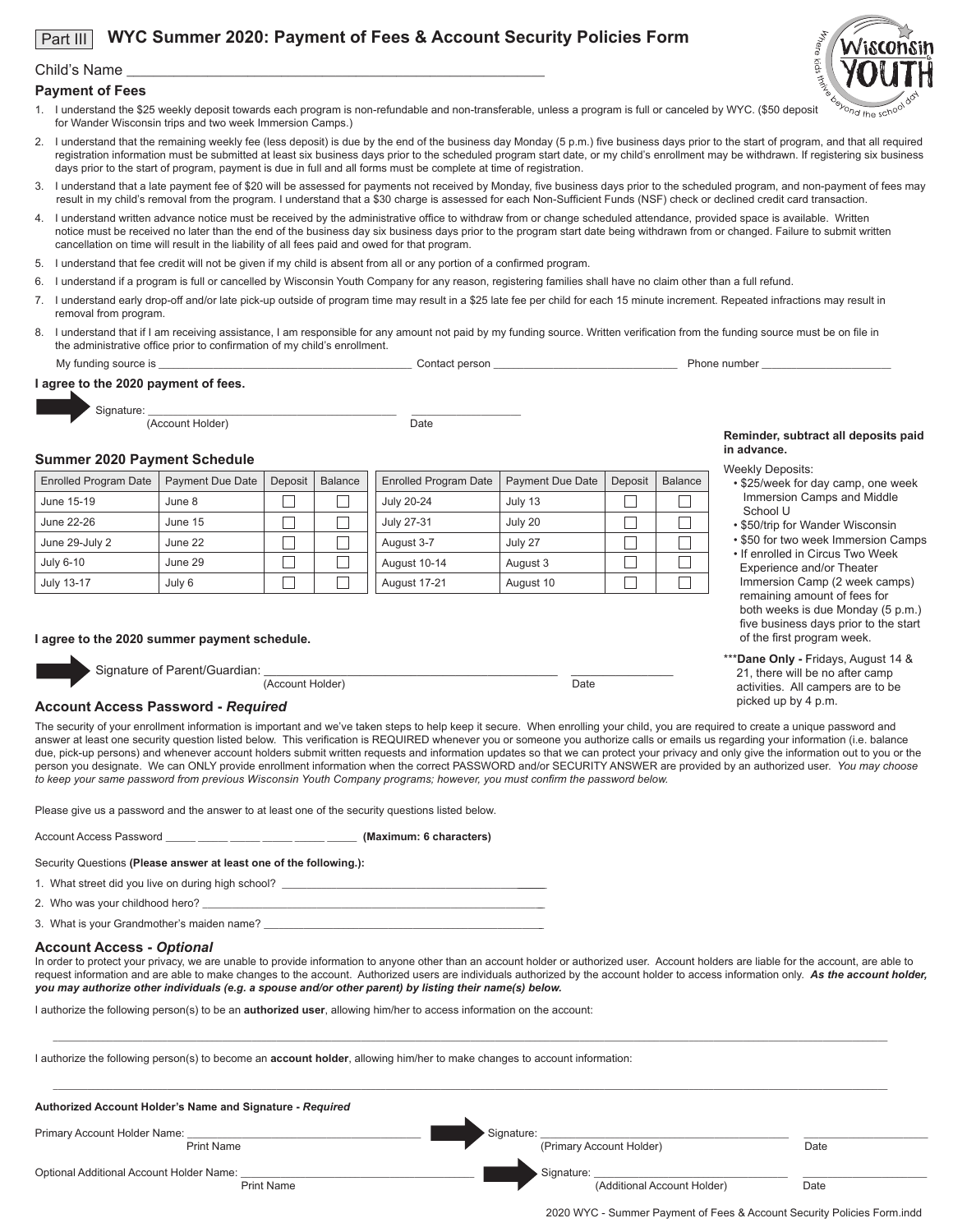Part III **WYC Summer 2020: Payment of Fees & Account Security Policies Form**

Child's Name ____________________________________________________

### Payment of Fees

1. I understand the $25 weekly deposit towards each program is non-refundable and non-transferable, unless a program is full or canceled by WYC. ($50 deposit for Wander Wisconsin trips and two week Immersion Camps.)
2. I understand that the remaining weekly fee (less deposit) is due by the end of the business day Monday (5 p.m.) five business days prior to the start of program, and that all required registration information must be submitted at least six business days prior to the scheduled program start date, or my child's enrollment may be withdrawn. If registering six business days prior to the start of program, payment is due in full and all forms must be complete at time of registration.
3. I understand that a late payment fee of $20 will be assessed for payments not received by Monday, five business days prior to the scheduled program, and non-payment of fees may result in my child's removal from the program. I understand that a $30 charge is assessed for each Non-Sufficient Funds (NSF) check or declined credit card transaction.
4. I understand written advance notice must be received by the administrative office to withdraw from or change scheduled attendance, provided space is available. Written notice must be received no later than the end of the business day six business days prior to the program start date being withdrawn from or changed. Failure to submit written cancellation on time will result in the liability of all fees paid and owed for that program.
5. I understand that fee credit will not be given if my child is absent from all or any portion of a confirmed program.
6. I understand if a program is full or cancelled by Wisconsin Youth Company for any reason, registering families shall have no claim other than a full refund.
7. I understand early drop-off and/or late pick-up outside of program time may result in a $25 late fee per child for each 15 minute increment. Repeated infractions may result in removal from program.
8. I understand that if I am receiving assistance, I am responsible for any amount not paid by my funding source. Written verification from the funding source must be on file in the administrative office prior to confirmation of my child's enrollment.

My funding source is ______________________________ Contact person ______________________ Phone number ________________

**I agree to the 2020 payment of fees.**

Signature: ________________________________ (Account Holder) ______________ Date

### Summer 2020 Payment Schedule

| Enrolled Program Date | Payment Due Date | Deposit | Balance |
|---|---|---|---|
| June 15-19 | June 8 | ☐ | ☐ |
| June 22-26 | June 15 | ☐ | ☐ |
| June 29-July 2 | June 22 | ☐ | ☐ |
| July 6-10 | June 29 | ☐ | ☐ |
| July 13-17 | July 6 | ☐ | ☐ |

| Enrolled Program Date | Payment Due Date | Deposit | Balance |
|---|---|---|---|
| July 20-24 | July 13 | ☐ | ☐ |
| July 27-31 | July 20 | ☐ | ☐ |
| August 3-7 | July 27 | ☐ | ☐ |
| August 10-14 | August 3 | ☐ | ☐ |
| August 17-21 | August 10 | ☐ | ☐ |

**Reminder, subtract all deposits paid in advance.**

Weekly Deposits:

- $25/week for day camp, one week Immersion Camps and Middle School U
- $50/trip for Wander Wisconsin
- $50 for two week Immersion Camps
- If enrolled in Circus Two Week Experience and/or Theater Immersion Camp (2 week camps) remaining amount of fees for both weeks is due Monday (5 p.m.) five business days prior to the start of the first program week.

***Dane Only - Fridays, August 14 & 21, there will be no after camp activities. All campers are to be picked up by 4 p.m.

**I agree to the 2020 summer payment schedule.**

Signature of Parent/Guardian: ________________________________ (Account Holder) ______________ Date

### Account Access Password - *Required*

The security of your enrollment information is important and we've taken steps to help keep it secure. When enrolling your child, you are required to create a unique password and answer at least one security question listed below. This verification is REQUIRED whenever you or someone you authorize calls or emails us regarding your information (i.e. balance due, pick-up persons) and whenever account holders submit written requests and information updates so that we can protect your privacy and only give the information out to you or the person you designate. We can ONLY provide enrollment information when the correct PASSWORD and/or SECURITY ANSWER are provided by an authorized user. *You may choose to keep your same password from previous Wisconsin Youth Company programs; however, you must confirm the password below.*

Please give us a password and the answer to at least one of the security questions listed below.

Account Access Password _____ _____ _____ _____ _____ _____ **(Maximum: 6 characters)**

Security Questions **(Please answer at least one of the following.):**

1. What street did you live on during high school? ______________________________
2. Who was your childhood hero? ______________________________
3. What is your Grandmother's maiden name? ______________________________

### Account Access - *Optional*

In order to protect your privacy, we are unable to provide information to anyone other than an account holder or authorized user. Account holders are liable for the account, are able to request information and are able to make changes to the account. Authorized users are individuals authorized by the account holder to access information only. ***As the account holder, you may authorize other individuals (e.g. a spouse and/or other parent) by listing their name(s) below.***

I authorize the following person(s) to be an **authorized user**, allowing him/her to access information on the account:

______________________________________________________________________

I authorize the following person(s) to become an **account holder**, allowing him/her to make changes to account information:

______________________________________________________________________

**Authorized Account Holder's Name and Signature - *Required***

Primary Account Holder Name: ______________________ (Print Name) Signature: ______________________ (Primary Account Holder) ______________ Date

Optional Additional Account Holder Name: ______________________ (Print Name) Signature: ______________________ (Additional Account Holder) ______________ Date

2020 WYC - Summer Payment of Fees & Account Security Policies Form.indd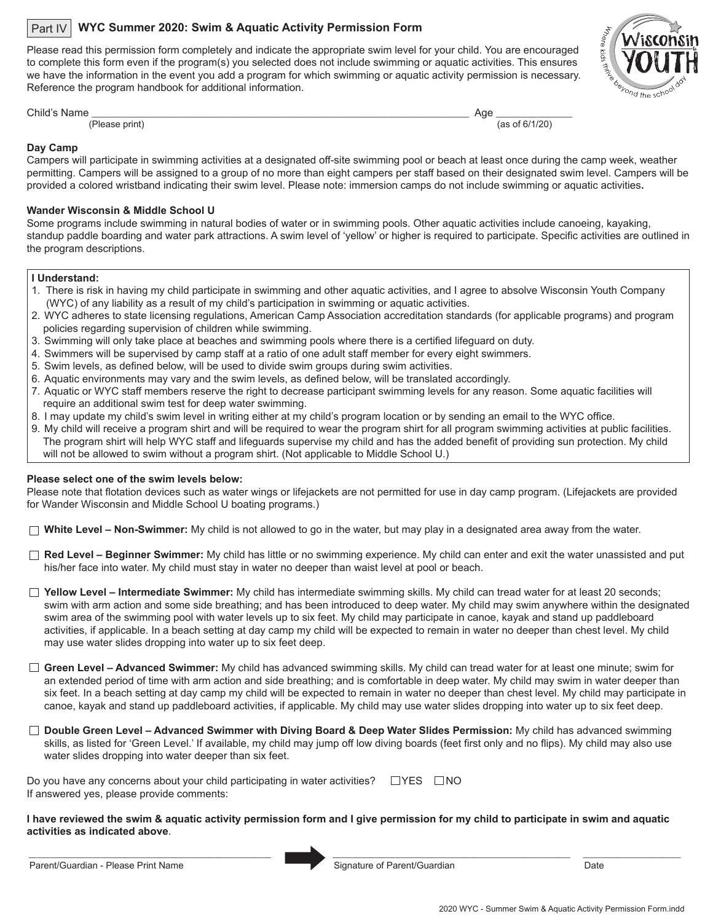Part IV **WYC Summer 2020: Swim & Aquatic Activity Permission Form**

Please read this permission form completely and indicate the appropriate swim level for your child. You are encouraged to complete this form even if the program(s) you selected does not include swimming or aquatic activities. This ensures we have the information in the event you add a program for which swimming or aquatic activity permission is necessary. Reference the program handbook for additional information.

Child's Name ____________________________________________ Age ____________
(Please print) (as of 6/1/20)

**Day Camp**

Campers will participate in swimming activities at a designated off-site swimming pool or beach at least once during the camp week, weather permitting. Campers will be assigned to a group of no more than eight campers per staff based on their designated swim level. Campers will be provided a colored wristband indicating their swim level. Please note: immersion camps do not include swimming or aquatic activities**.**

**Wander Wisconsin & Middle School U**

Some programs include swimming in natural bodies of water or in swimming pools. Other aquatic activities include canoeing, kayaking, standup paddle boarding and water park attractions. A swim level of 'yellow' or higher is required to participate. Specific activities are outlined in the program descriptions.

**I Understand:**

1. There is risk in having my child participate in swimming and other aquatic activities, and I agree to absolve Wisconsin Youth Company (WYC) of any liability as a result of my child's participation in swimming or aquatic activities.
2. WYC adheres to state licensing regulations, American Camp Association accreditation standards (for applicable programs) and program policies regarding supervision of children while swimming.
3. Swimming will only take place at beaches and swimming pools where there is a certified lifeguard on duty.
4. Swimmers will be supervised by camp staff at a ratio of one adult staff member for every eight swimmers.
5. Swim levels, as defined below, will be used to divide swim groups during swim activities.
6. Aquatic environments may vary and the swim levels, as defined below, will be translated accordingly.
7. Aquatic or WYC staff members reserve the right to decrease participant swimming levels for any reason. Some aquatic facilities will require an additional swim test for deep water swimming.
8. I may update my child's swim level in writing either at my child's program location or by sending an email to the WYC office.
9. My child will receive a program shirt and will be required to wear the program shirt for all program swimming activities at public facilities. The program shirt will help WYC staff and lifeguards supervise my child and has the added benefit of providing sun protection. My child will not be allowed to swim without a program shirt. (Not applicable to Middle School U.)

**Please select one of the swim levels below:**

Please note that flotation devices such as water wings or lifejackets are not permitted for use in day camp program. (Lifejackets are provided for Wander Wisconsin and Middle School U boating programs.)

☐ **White Level – Non-Swimmer:** My child is not allowed to go in the water, but may play in a designated area away from the water.

☐ **Red Level – Beginner Swimmer:** My child has little or no swimming experience. My child can enter and exit the water unassisted and put his/her face into water. My child must stay in water no deeper than waist level at pool or beach.

☐ **Yellow Level – Intermediate Swimmer:** My child has intermediate swimming skills. My child can tread water for at least 20 seconds; swim with arm action and some side breathing; and has been introduced to deep water. My child may swim anywhere within the designated swim area of the swimming pool with water levels up to six feet. My child may participate in canoe, kayak and stand up paddleboard activities, if applicable. In a beach setting at day camp my child will be expected to remain in water no deeper than chest level. My child may use water slides dropping into water up to six feet deep.

☐ **Green Level – Advanced Swimmer:** My child has advanced swimming skills. My child can tread water for at least one minute; swim for an extended period of time with arm action and side breathing; and is comfortable in deep water. My child may swim in water deeper than six feet. In a beach setting at day camp my child will be expected to remain in water no deeper than chest level. My child may participate in canoe, kayak and stand up paddleboard activities, if applicable. My child may use water slides dropping into water up to six feet deep.

☐ **Double Green Level – Advanced Swimmer with Diving Board & Deep Water Slides Permission:** My child has advanced swimming skills, as listed for 'Green Level.' If available, my child may jump off low diving boards (feet first only and no flips). My child may also use water slides dropping into water deeper than six feet.

Do you have any concerns about your child participating in water activities? ☐YES ☐NO
If answered yes, please provide comments:

**I have reviewed the swim & aquatic activity permission form and I give permission for my child to participate in swim and aquatic activities as indicated above**.

______________________________ ______________________________ ______________
Parent/Guardian - Please Print Name Signature of Parent/Guardian Date